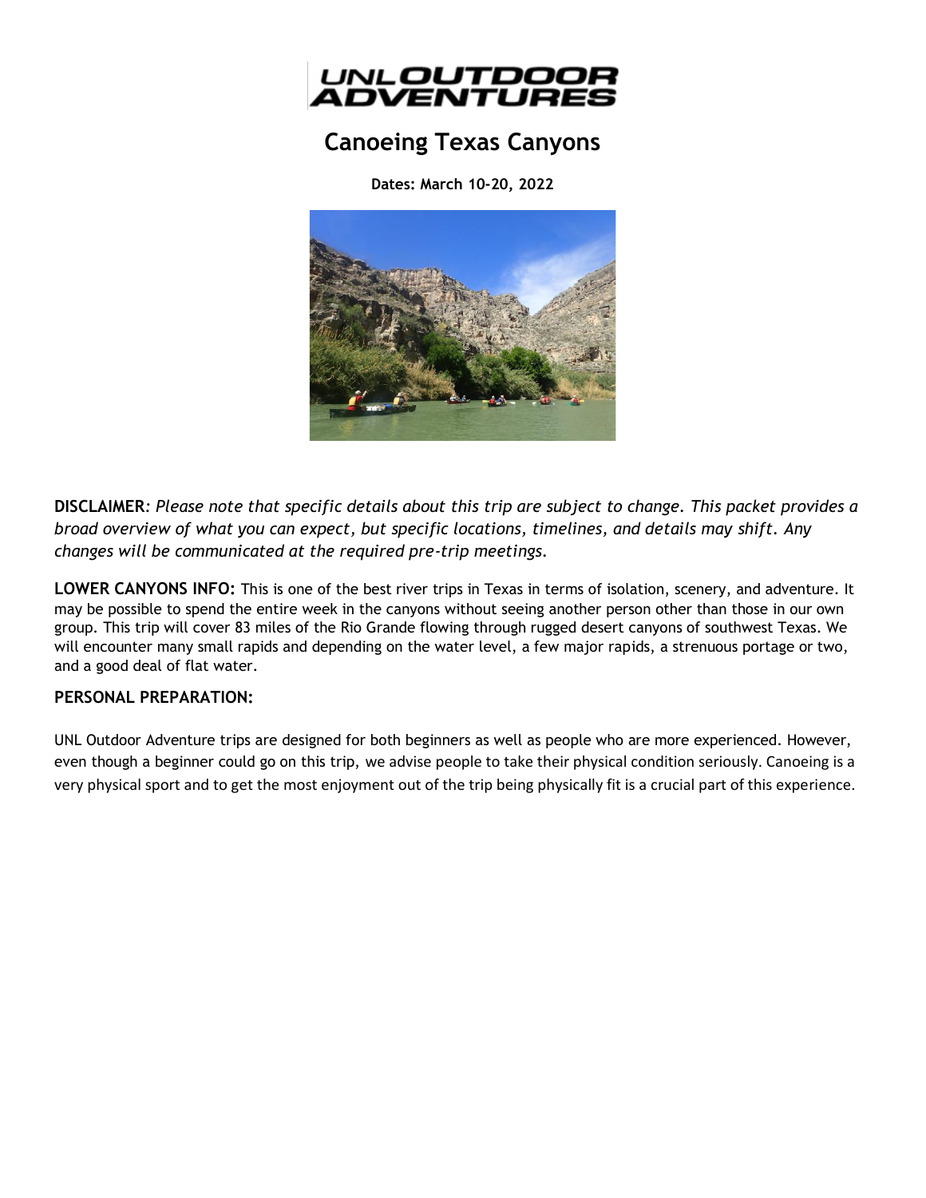# Canoeing Texas Canyons

**Dates: March 10-20, 2022**

**DISCLAIMER**: *Please note that specific details about this trip are subject to change. This packet provides a broad overview of what you can expect, but specific locations, timelines, and details may shift. Any changes will be communicated at the required pre-trip meetings.*

**LOWER CANYONS INFO:** This is one of the best river trips in Texas in terms of isolation, scenery, and adventure. It may be possible to spend the entire week in the canyons without seeing another person other than those in our own group. This trip will cover 83 miles of the Rio Grande flowing through rugged desert canyons of southwest Texas. We will encounter many small rapids and depending on the water level, a few major rapids, a strenuous portage or two, and a good deal of flat water.

**PERSONAL PREPARATION:**

UNL Outdoor Adventure trips are designed for both beginners as well as people who are more experienced. However, even though a beginner could go on this trip, we advise people to take their physical condition seriously. Canoeing is a very physical sport and to get the most enjoyment out of the trip being physically fit is a crucial part of this experience.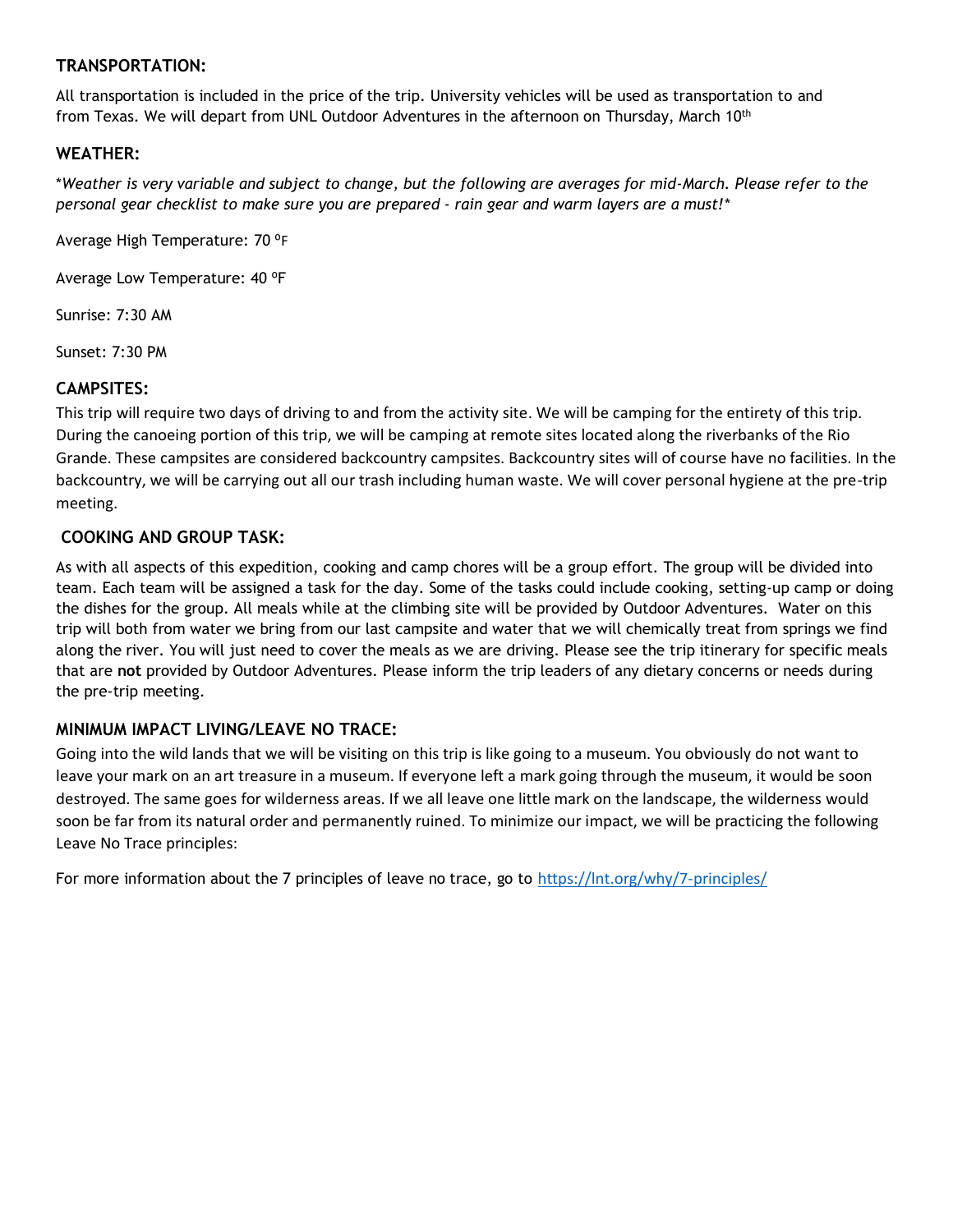## TRANSPORTATION:

All transportation is included in the price of the trip. University vehicles will be used as transportation to and from Texas. We will depart from UNL Outdoor Adventures in the afternoon on Thursday, March 10th

## WEATHER:

*\*Weather is very variable and subject to change, but the following are averages for mid-March. Please refer to the personal gear checklist to make sure you are prepared - rain gear and warm layers are a must!\**

Average High Temperature: 70 ºF

Average Low Temperature: 40 ºF

Sunrise: 7:30 AM

Sunset: 7:30 PM

## CAMPSITES:

This trip will require two days of driving to and from the activity site. We will be camping for the entirety of this trip. During the canoeing portion of this trip, we will be camping at remote sites located along the riverbanks of the Rio Grande. These campsites are considered backcountry campsites. Backcountry sites will of course have no facilities. In the backcountry, we will be carrying out all our trash including human waste. We will cover personal hygiene at the pre-trip meeting.

## COOKING AND GROUP TASK:

As with all aspects of this expedition, cooking and camp chores will be a group effort. The group will be divided into team. Each team will be assigned a task for the day. Some of the tasks could include cooking, setting-up camp or doing the dishes for the group. All meals while at the climbing site will be provided by Outdoor Adventures. Water on this trip will both from water we bring from our last campsite and water that we will chemically treat from springs we find along the river. You will just need to cover the meals as we are driving. Please see the trip itinerary for specific meals that are **not** provided by Outdoor Adventures. Please inform the trip leaders of any dietary concerns or needs during the pre-trip meeting.

## MINIMUM IMPACT LIVING/LEAVE NO TRACE:

Going into the wild lands that we will be visiting on this trip is like going to a museum. You obviously do not want to leave your mark on an art treasure in a museum. If everyone left a mark going through the museum, it would be soon destroyed. The same goes for wilderness areas. If we all leave one little mark on the landscape, the wilderness would soon be far from its natural order and permanently ruined. To minimize our impact, we will be practicing the following Leave No Trace principles:

For more information about the 7 principles of leave no trace, go to [https://lnt.org/why/7-principles/](https://lnt.org/why/7-principles/)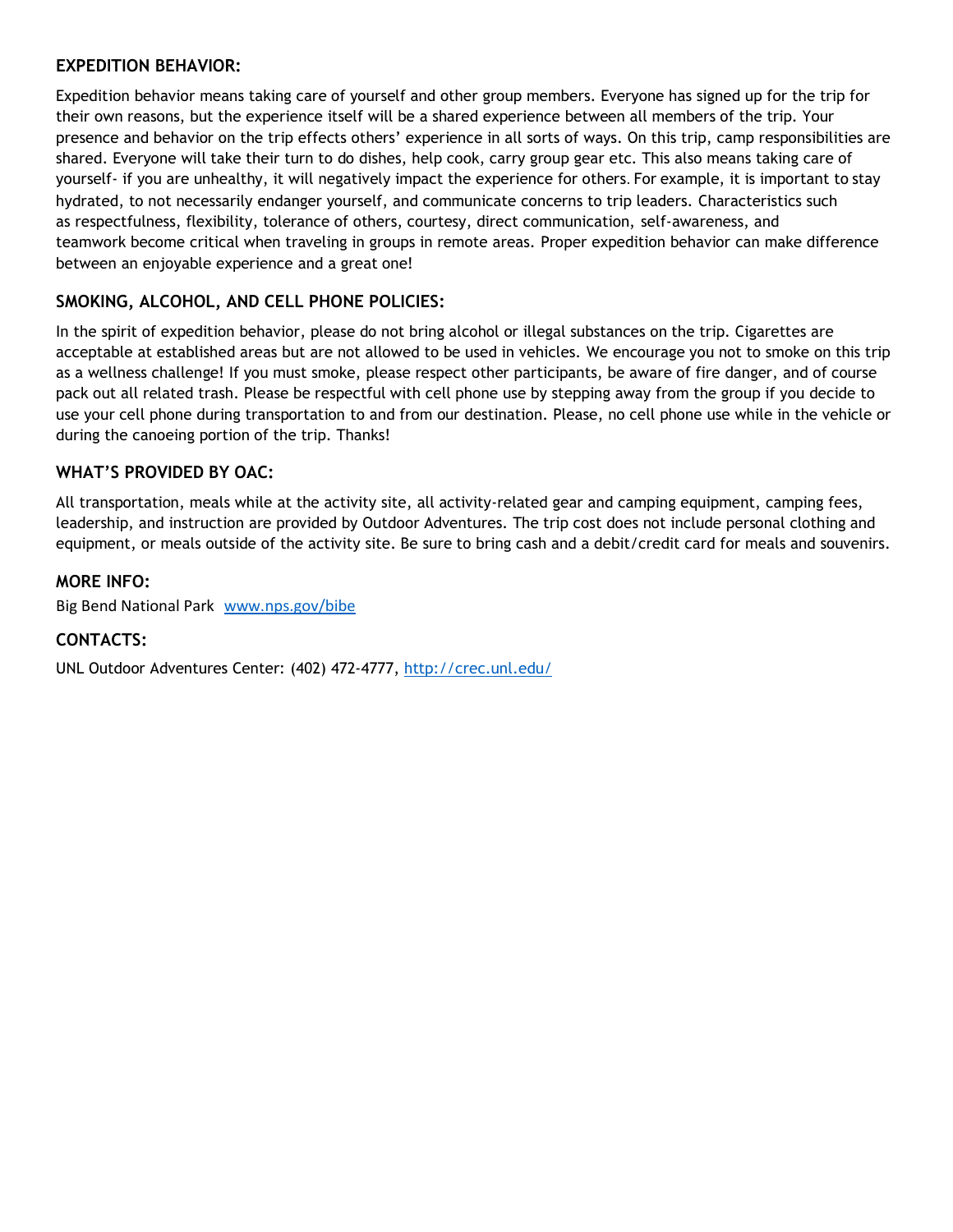## EXPEDITION BEHAVIOR:

Expedition behavior means taking care of yourself and other group members. Everyone has signed up for the trip for their own reasons, but the experience itself will be a shared experience between all members of the trip. Your presence and behavior on the trip effects others' experience in all sorts of ways. On this trip, camp responsibilities are shared. Everyone will take their turn to do dishes, help cook, carry group gear etc. This also means taking care of yourself- if you are unhealthy, it will negatively impact the experience for others. For example, it is important to stay hydrated, to not necessarily endanger yourself, and communicate concerns to trip leaders. Characteristics such as respectfulness, flexibility, tolerance of others, courtesy, direct communication, self-awareness, and teamwork become critical when traveling in groups in remote areas. Proper expedition behavior can make difference between an enjoyable experience and a great one!

## SMOKING, ALCOHOL, AND CELL PHONE POLICIES:

In the spirit of expedition behavior, please do not bring alcohol or illegal substances on the trip. Cigarettes are acceptable at established areas but are not allowed to be used in vehicles. We encourage you not to smoke on this trip as a wellness challenge! If you must smoke, please respect other participants, be aware of fire danger, and of course pack out all related trash. Please be respectful with cell phone use by stepping away from the group if you decide to use your cell phone during transportation to and from our destination. Please, no cell phone use while in the vehicle or during the canoeing portion of the trip. Thanks!

## WHAT'S PROVIDED BY OAC:

All transportation, meals while at the activity site, all activity-related gear and camping equipment, camping fees, leadership, and instruction are provided by Outdoor Adventures. The trip cost does not include personal clothing and equipment, or meals outside of the activity site. Be sure to bring cash and a debit/credit card for meals and souvenirs.

## MORE INFO:

Big Bend National Park [www.nps.gov/bibe](http://www.nps.gov/bibe)

## CONTACTS:

UNL Outdoor Adventures Center: (402) 472-4777, [http://crec.unl.edu/](http://crec.unl.edu/)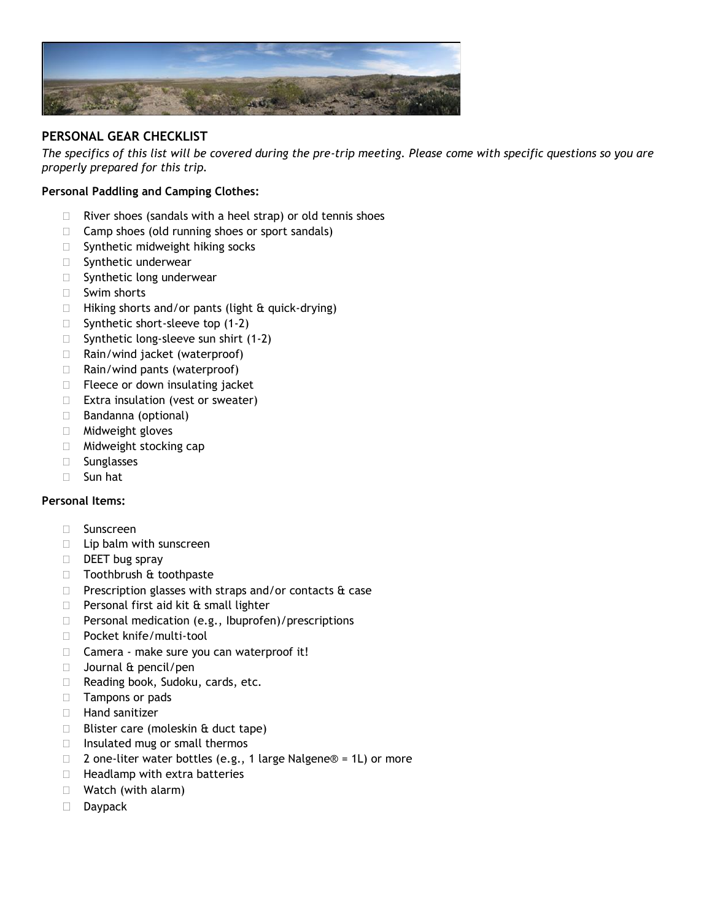## PERSONAL GEAR CHECKLIST

*The specifics of this list will be covered during the pre-trip meeting. Please come with specific questions so you are properly prepared for this trip.*

**Personal Paddling and Camping Clothes:**

- River shoes (sandals with a heel strap) or old tennis shoes
- Camp shoes (old running shoes or sport sandals)
- Synthetic midweight hiking socks
- Synthetic underwear
- Synthetic long underwear
- Swim shorts
- Hiking shorts and/or pants (light & quick-drying)
- Synthetic short-sleeve top (1-2)
- Synthetic long-sleeve sun shirt (1-2)
- Rain/wind jacket (waterproof)
- Rain/wind pants (waterproof)
- Fleece or down insulating jacket
- Extra insulation (vest or sweater)
- Bandanna (optional)
- Midweight gloves
- Midweight stocking cap
- Sunglasses
- Sun hat

**Personal Items:**

- Sunscreen
- Lip balm with sunscreen
- DEET bug spray
- Toothbrush & toothpaste
- Prescription glasses with straps and/or contacts & case
- Personal first aid kit & small lighter
- Personal medication (e.g., Ibuprofen)/prescriptions
- Pocket knife/multi-tool
- Camera - make sure you can waterproof it!
- Journal & pencil/pen
- Reading book, Sudoku, cards, etc.
- Tampons or pads
- Hand sanitizer
- Blister care (moleskin & duct tape)
- Insulated mug or small thermos
- 2 one-liter water bottles (e.g., 1 large Nalgene® = 1L) or more
- Headlamp with extra batteries
- Watch (with alarm)
- Daypack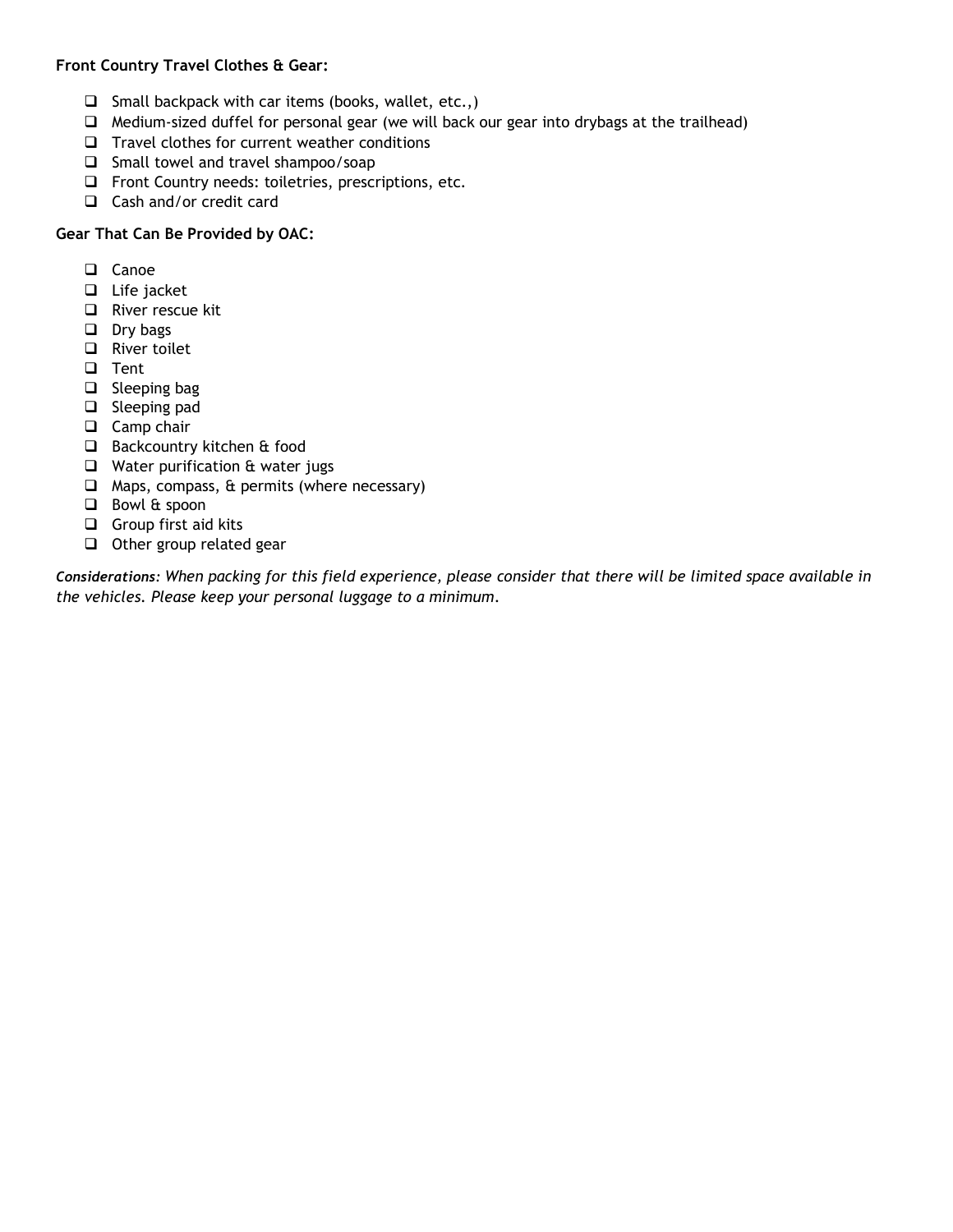**Front Country Travel Clothes & Gear:**

- [ ] Small backpack with car items (books, wallet, etc.,)
- [ ] Medium-sized duffel for personal gear (we will back our gear into drybags at the trailhead)
- [ ] Travel clothes for current weather conditions
- [ ] Small towel and travel shampoo/soap
- [ ] Front Country needs: toiletries, prescriptions, etc.
- [ ] Cash and/or credit card

**Gear That Can Be Provided by OAC:**

- [ ] Canoe
- [ ] Life jacket
- [ ] River rescue kit
- [ ] Dry bags
- [ ] River toilet
- [ ] Tent
- [ ] Sleeping bag
- [ ] Sleeping pad
- [ ] Camp chair
- [ ] Backcountry kitchen & food
- [ ] Water purification & water jugs
- [ ] Maps, compass, & permits (where necessary)
- [ ] Bowl & spoon
- [ ] Group first aid kits
- [ ] Other group related gear

***Considerations:*** *When packing for this field experience, please consider that there will be limited space available in the vehicles. Please keep your personal luggage to a minimum.*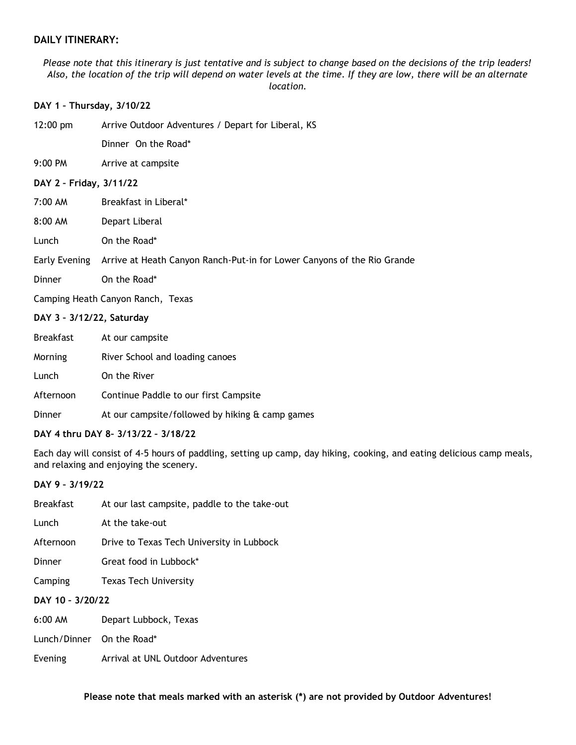## DAILY ITINERARY:

*Please note that this itinerary is just tentative and is subject to change based on the decisions of the trip leaders! Also, the location of the trip will depend on water levels at the time. If they are low, there will be an alternate location.*

### DAY 1 – Thursday, 3/10/22

| | |
|---|---|
| 12:00 pm | Arrive Outdoor Adventures / Depart for Liberal, KS |
| | Dinner On the Road* |
| 9:00 PM | Arrive at campsite |

### DAY 2 – Friday, 3/11/22

| | |
|---|---|
| 7:00 AM | Breakfast in Liberal* |
| 8:00 AM | Depart Liberal |
| Lunch | On the Road* |
| Early Evening | Arrive at Heath Canyon Ranch-Put-in for Lower Canyons of the Rio Grande |
| Dinner | On the Road* |

Camping Heath Canyon Ranch, Texas

### DAY 3 – 3/12/22, Saturday

| | |
|---|---|
| Breakfast | At our campsite |
| Morning | River School and loading canoes |
| Lunch | On the River |
| Afternoon | Continue Paddle to our first Campsite |
| Dinner | At our campsite/followed by hiking & camp games |

### DAY 4 thru DAY 8– 3/13/22 – 3/18/22

Each day will consist of 4-5 hours of paddling, setting up camp, day hiking, cooking, and eating delicious camp meals, and relaxing and enjoying the scenery.

### DAY 9 – 3/19/22

| | |
|---|---|
| Breakfast | At our last campsite, paddle to the take-out |
| Lunch | At the take-out |
| Afternoon | Drive to Texas Tech University in Lubbock |
| Dinner | Great food in Lubbock* |
| Camping | Texas Tech University |

### DAY 10 – 3/20/22

| | |
|---|---|
| 6:00 AM | Depart Lubbock, Texas |
| Lunch/Dinner | On the Road* |
| Evening | Arrival at UNL Outdoor Adventures |

**Please note that meals marked with an asterisk (*) are not provided by Outdoor Adventures!**